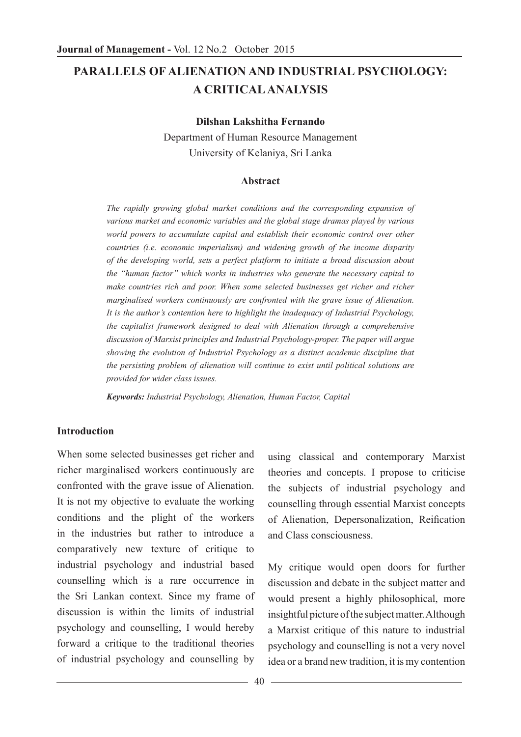# PARALLELS OF ALIENATION AND INDUSTRIAL PSYCHOLOGY: A CRITICAL ANALYSIS

**Dilshan Lakshitha Fernando**

Department of Human Resource Management
University of Kelaniya, Sri Lanka

## Abstract

*The rapidly growing global market conditions and the corresponding expansion of various market and economic variables and the global stage dramas played by various world powers to accumulate capital and establish their economic control over other countries (i.e. economic imperialism) and widening growth of the income disparity of the developing world, sets a perfect platform to initiate a broad discussion about the "human factor" which works in industries who generate the necessary capital to make countries rich and poor. When some selected businesses get richer and richer marginalised workers continuously are confronted with the grave issue of Alienation. It is the author's contention here to highlight the inadequacy of Industrial Psychology, the capitalist framework designed to deal with Alienation through a comprehensive discussion of Marxist principles and Industrial Psychology-proper. The paper will argue showing the evolution of Industrial Psychology as a distinct academic discipline that the persisting problem of alienation will continue to exist until political solutions are provided for wider class issues.*

***Keywords:*** *Industrial Psychology, Alienation, Human Factor, Capital*

## Introduction

When some selected businesses get richer and richer marginalised workers continuously are confronted with the grave issue of Alienation. It is not my objective to evaluate the working conditions and the plight of the workers in the industries but rather to introduce a comparatively new texture of critique to industrial psychology and industrial based counselling which is a rare occurrence in the Sri Lankan context. Since my frame of discussion is within the limits of industrial psychology and counselling, I would hereby forward a critique to the traditional theories of industrial psychology and counselling by using classical and contemporary Marxist theories and concepts. I propose to criticise the subjects of industrial psychology and counselling through essential Marxist concepts of Alienation, Depersonalization, Reification and Class consciousness.

My critique would open doors for further discussion and debate in the subject matter and would present a highly philosophical, more insightful picture of the subject matter. Although a Marxist critique of this nature to industrial psychology and counselling is not a very novel idea or a brand new tradition, it is my contention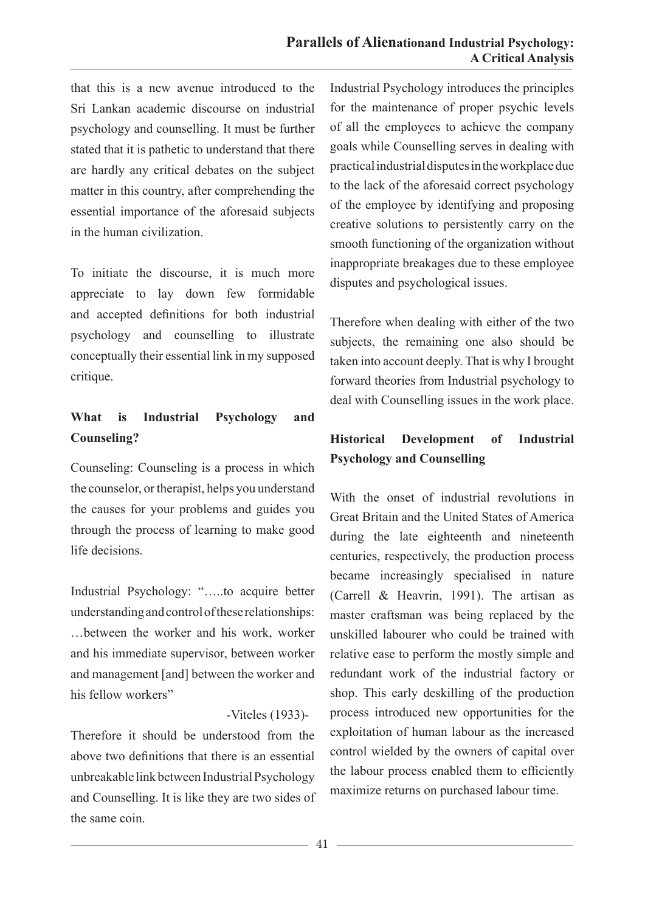that this is a new avenue introduced to the Sri Lankan academic discourse on industrial psychology and counselling. It must be further stated that it is pathetic to understand that there are hardly any critical debates on the subject matter in this country, after comprehending the essential importance of the aforesaid subjects in the human civilization.

To initiate the discourse, it is much more appreciate to lay down few formidable and accepted definitions for both industrial psychology and counselling to illustrate conceptually their essential link in my supposed critique.

## What is Industrial Psychology and Counseling?

Counseling: Counseling is a process in which the counselor, or therapist, helps you understand the causes for your problems and guides you through the process of learning to make good life decisions.

Industrial Psychology: "…..to acquire better understanding and control of these relationships: …between the worker and his work, worker and his immediate supervisor, between worker and management [and] between the worker and his fellow workers"

-Viteles (1933)-

Therefore it should be understood from the above two definitions that there is an essential unbreakable link between Industrial Psychology and Counselling. It is like they are two sides of the same coin.

Industrial Psychology introduces the principles for the maintenance of proper psychic levels of all the employees to achieve the company goals while Counselling serves in dealing with practical industrial disputes in the workplace due to the lack of the aforesaid correct psychology of the employee by identifying and proposing creative solutions to persistently carry on the smooth functioning of the organization without inappropriate breakages due to these employee disputes and psychological issues.

Therefore when dealing with either of the two subjects, the remaining one also should be taken into account deeply. That is why I brought forward theories from Industrial psychology to deal with Counselling issues in the work place.

## Historical Development of Industrial Psychology and Counselling

With the onset of industrial revolutions in Great Britain and the United States of America during the late eighteenth and nineteenth centuries, respectively, the production process became increasingly specialised in nature (Carrell & Heavrin, 1991). The artisan as master craftsman was being replaced by the unskilled labourer who could be trained with relative ease to perform the mostly simple and redundant work of the industrial factory or shop. This early deskilling of the production process introduced new opportunities for the exploitation of human labour as the increased control wielded by the owners of capital over the labour process enabled them to efficiently maximize returns on purchased labour time.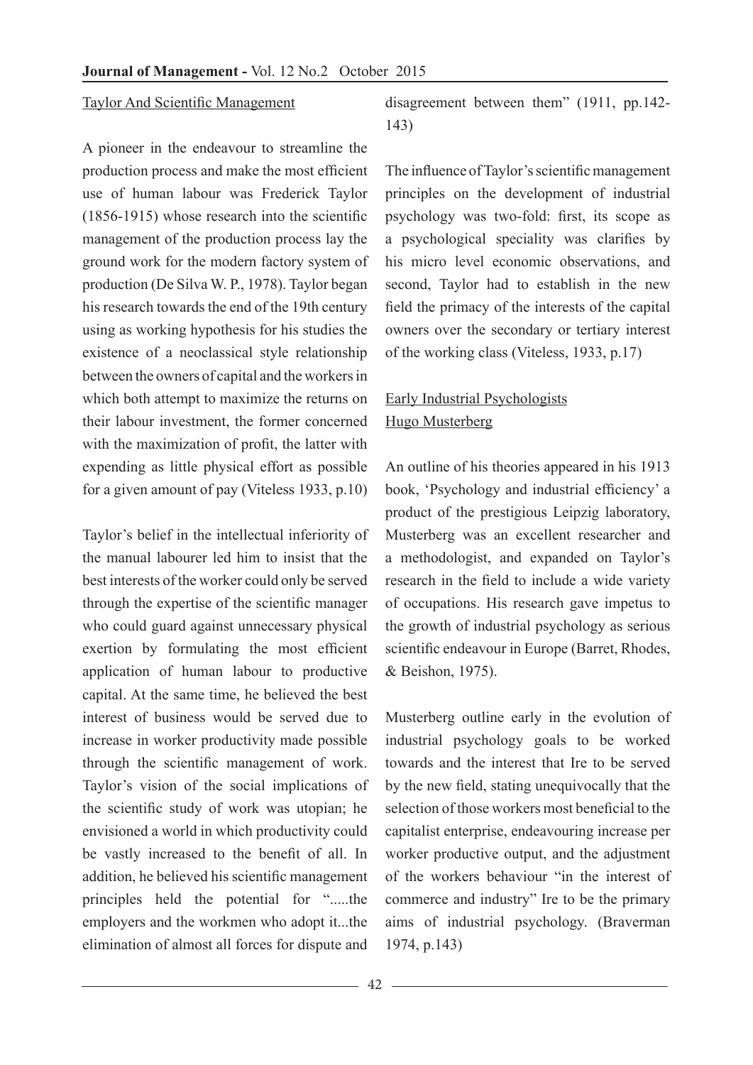## Taylor And Scientific Management

A pioneer in the endeavour to streamline the production process and make the most efficient use of human labour was Frederick Taylor (1856-1915) whose research into the scientific management of the production process lay the ground work for the modern factory system of production (De Silva W. P., 1978). Taylor began his research towards the end of the 19th century using as working hypothesis for his studies the existence of a neoclassical style relationship between the owners of capital and the workers in which both attempt to maximize the returns on their labour investment, the former concerned with the maximization of profit, the latter with expending as little physical effort as possible for a given amount of pay (Viteless 1933, p.10)

Taylor's belief in the intellectual inferiority of the manual labourer led him to insist that the best interests of the worker could only be served through the expertise of the scientific manager who could guard against unnecessary physical exertion by formulating the most efficient application of human labour to productive capital. At the same time, he believed the best interest of business would be served due to increase in worker productivity made possible through the scientific management of work. Taylor's vision of the social implications of the scientific study of work was utopian; he envisioned a world in which productivity could be vastly increased to the benefit of all. In addition, he believed his scientific management principles held the potential for ".....the employers and the workmen who adopt it...the elimination of almost all forces for dispute and disagreement between them" (1911, pp.142-143)

The influence of Taylor's scientific management principles on the development of industrial psychology was two-fold: first, its scope as a psychological speciality was clarifies by his micro level economic observations, and second, Taylor had to establish in the new field the primacy of the interests of the capital owners over the secondary or tertiary interest of the working class (Viteless, 1933, p.17)

## Early Industrial Psychologists

### Hugo Musterberg

An outline of his theories appeared in his 1913 book, 'Psychology and industrial efficiency' a product of the prestigious Leipzig laboratory, Musterberg was an excellent researcher and a methodologist, and expanded on Taylor's research in the field to include a wide variety of occupations. His research gave impetus to the growth of industrial psychology as serious scientific endeavour in Europe (Barret, Rhodes, & Beishon, 1975).

Musterberg outline early in the evolution of industrial psychology goals to be worked towards and the interest that Ire to be served by the new field, stating unequivocally that the selection of those workers most beneficial to the capitalist enterprise, endeavouring increase per worker productive output, and the adjustment of the workers behaviour "in the interest of commerce and industry" Ire to be the primary aims of industrial psychology. (Braverman 1974, p.143)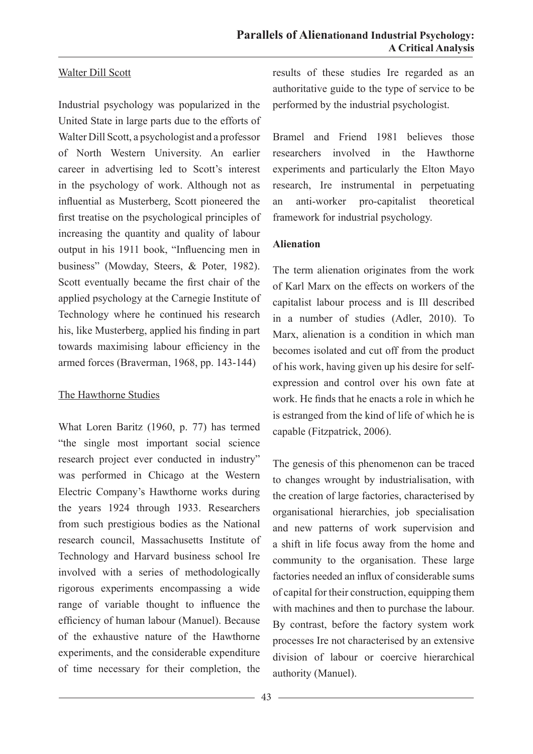Walter Dill Scott

Industrial psychology was popularized in the United State in large parts due to the efforts of Walter Dill Scott, a psychologist and a professor of North Western University. An earlier career in advertising led to Scott's interest in the psychology of work. Although not as influential as Musterberg, Scott pioneered the first treatise on the psychological principles of increasing the quantity and quality of labour output in his 1911 book, "Influencing men in business" (Mowday, Steers, & Poter, 1982). Scott eventually became the first chair of the applied psychology at the Carnegie Institute of Technology where he continued his research his, like Musterberg, applied his finding in part towards maximising labour efficiency in the armed forces (Braverman, 1968, pp. 143-144)

The Hawthorne Studies

What Loren Baritz (1960, p. 77) has termed "the single most important social science research project ever conducted in industry" was performed in Chicago at the Western Electric Company's Hawthorne works during the years 1924 through 1933. Researchers from such prestigious bodies as the National research council, Massachusetts Institute of Technology and Harvard business school Ire involved with a series of methodologically rigorous experiments encompassing a wide range of variable thought to influence the efficiency of human labour (Manuel). Because of the exhaustive nature of the Hawthorne experiments, and the considerable expenditure of time necessary for their completion, the results of these studies Ire regarded as an authoritative guide to the type of service to be performed by the industrial psychologist.

Bramel and Friend 1981 believes those researchers involved in the Hawthorne experiments and particularly the Elton Mayo research, Ire instrumental in perpetuating an anti-worker pro-capitalist theoretical framework for industrial psychology.

**Alienation**

The term alienation originates from the work of Karl Marx on the effects on workers of the capitalist labour process and is Ill described in a number of studies (Adler, 2010). To Marx, alienation is a condition in which man becomes isolated and cut off from the product of his work, having given up his desire for self-expression and control over his own fate at work. He finds that he enacts a role in which he is estranged from the kind of life of which he is capable (Fitzpatrick, 2006).

The genesis of this phenomenon can be traced to changes wrought by industrialisation, with the creation of large factories, characterised by organisational hierarchies, job specialisation and new patterns of work supervision and a shift in life focus away from the home and community to the organisation. These large factories needed an influx of considerable sums of capital for their construction, equipping them with machines and then to purchase the labour. By contrast, before the factory system work processes Ire not characterised by an extensive division of labour or coercive hierarchical authority (Manuel).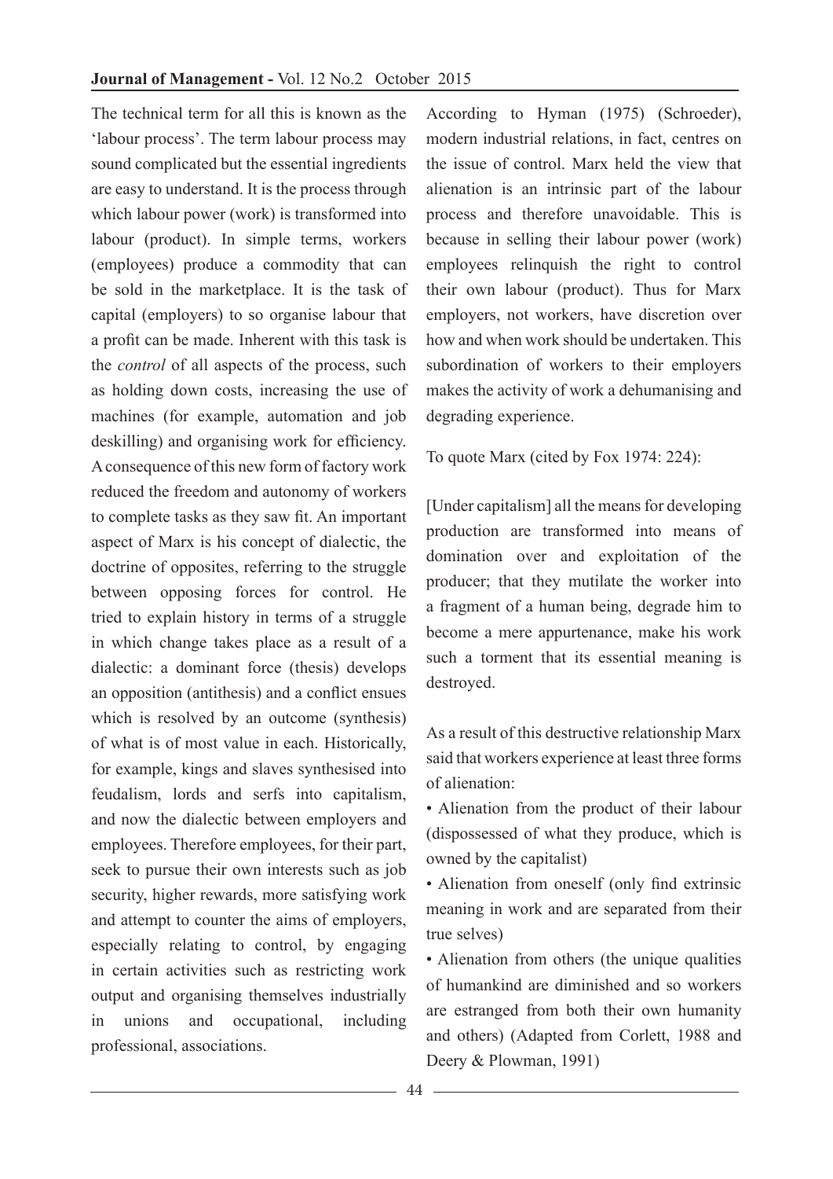The technical term for all this is known as the 'labour process'. The term labour process may sound complicated but the essential ingredients are easy to understand. It is the process through which labour power (work) is transformed into labour (product). In simple terms, workers (employees) produce a commodity that can be sold in the marketplace. It is the task of capital (employers) to so organise labour that a profit can be made. Inherent with this task is the *control* of all aspects of the process, such as holding down costs, increasing the use of machines (for example, automation and job deskilling) and organising work for efficiency. A consequence of this new form of factory work reduced the freedom and autonomy of workers to complete tasks as they saw fit. An important aspect of Marx is his concept of dialectic, the doctrine of opposites, referring to the struggle between opposing forces for control. He tried to explain history in terms of a struggle in which change takes place as a result of a dialectic: a dominant force (thesis) develops an opposition (antithesis) and a conflict ensues which is resolved by an outcome (synthesis) of what is of most value in each. Historically, for example, kings and slaves synthesised into feudalism, lords and serfs into capitalism, and now the dialectic between employers and employees. Therefore employees, for their part, seek to pursue their own interests such as job security, higher rewards, more satisfying work and attempt to counter the aims of employers, especially relating to control, by engaging in certain activities such as restricting work output and organising themselves industrially in unions and occupational, including professional, associations.

According to Hyman (1975) (Schroeder), modern industrial relations, in fact, centres on the issue of control. Marx held the view that alienation is an intrinsic part of the labour process and therefore unavoidable. This is because in selling their labour power (work) employees relinquish the right to control their own labour (product). Thus for Marx employers, not workers, have discretion over how and when work should be undertaken. This subordination of workers to their employers makes the activity of work a dehumanising and degrading experience.

To quote Marx (cited by Fox 1974: 224):

[Under capitalism] all the means for developing production are transformed into means of domination over and exploitation of the producer; that they mutilate the worker into a fragment of a human being, degrade him to become a mere appurtenance, make his work such a torment that its essential meaning is destroyed.

As a result of this destructive relationship Marx said that workers experience at least three forms of alienation:

- Alienation from the product of their labour (dispossessed of what they produce, which is owned by the capitalist)
- Alienation from oneself (only find extrinsic meaning in work and are separated from their true selves)
- Alienation from others (the unique qualities of humankind are diminished and so workers are estranged from both their own humanity and others) (Adapted from Corlett, 1988 and Deery & Plowman, 1991)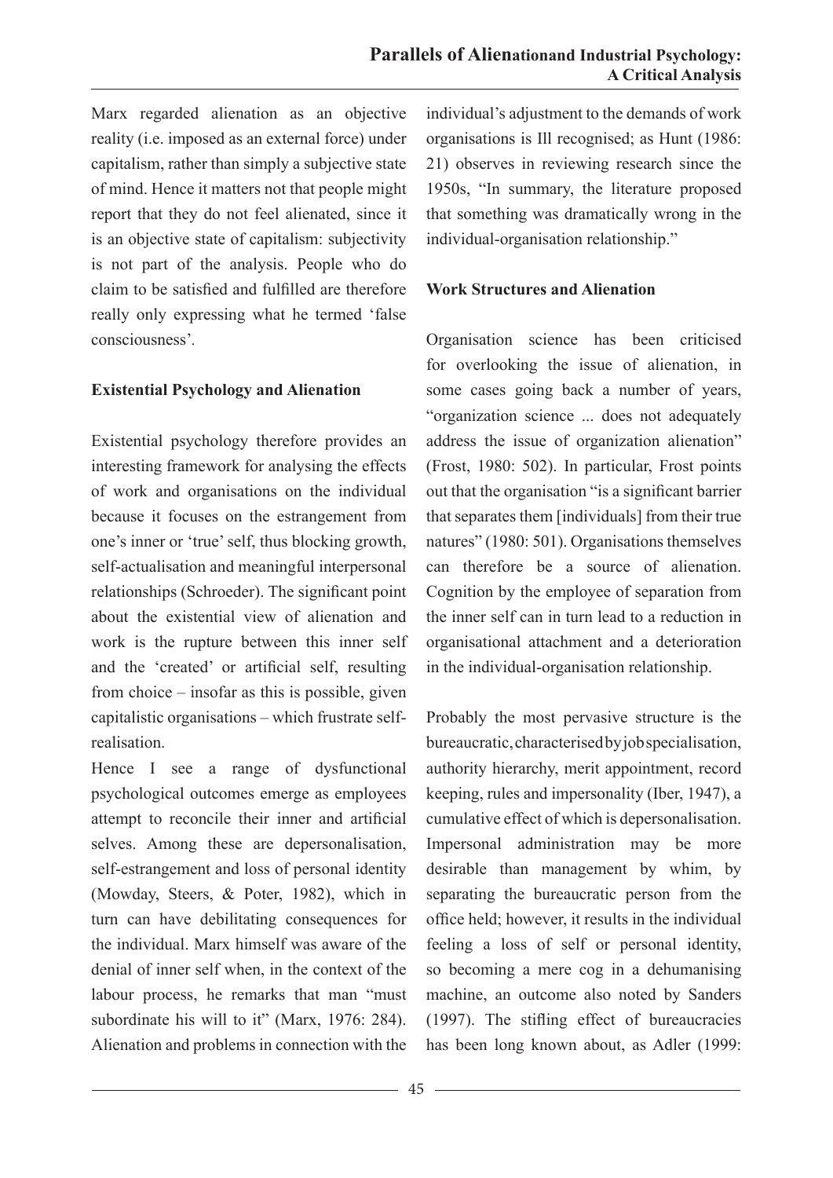Marx regarded alienation as an objective reality (i.e. imposed as an external force) under capitalism, rather than simply a subjective state of mind. Hence it matters not that people might report that they do not feel alienated, since it is an objective state of capitalism: subjectivity is not part of the analysis. People who do claim to be satisfied and fulfilled are therefore really only expressing what he termed 'false consciousness'.

**Existential Psychology and Alienation**

Existential psychology therefore provides an interesting framework for analysing the effects of work and organisations on the individual because it focuses on the estrangement from one's inner or 'true' self, thus blocking growth, self-actualisation and meaningful interpersonal relationships (Schroeder). The significant point about the existential view of alienation and work is the rupture between this inner self and the 'created' or artificial self, resulting from choice – insofar as this is possible, given capitalistic organisations – which frustrate self-realisation.

Hence I see a range of dysfunctional psychological outcomes emerge as employees attempt to reconcile their inner and artificial selves. Among these are depersonalisation, self-estrangement and loss of personal identity (Mowday, Steers, & Poter, 1982), which in turn can have debilitating consequences for the individual. Marx himself was aware of the denial of inner self when, in the context of the labour process, he remarks that man "must subordinate his will to it" (Marx, 1976: 284). Alienation and problems in connection with the individual's adjustment to the demands of work organisations is Ill recognised; as Hunt (1986: 21) observes in reviewing research since the 1950s, "In summary, the literature proposed that something was dramatically wrong in the individual-organisation relationship."

**Work Structures and Alienation**

Organisation science has been criticised for overlooking the issue of alienation, in some cases going back a number of years, "organization science ... does not adequately address the issue of organization alienation" (Frost, 1980: 502). In particular, Frost points out that the organisation "is a significant barrier that separates them [individuals] from their true natures" (1980: 501). Organisations themselves can therefore be a source of alienation. Cognition by the employee of separation from the inner self can in turn lead to a reduction in organisational attachment and a deterioration in the individual-organisation relationship.

Probably the most pervasive structure is the bureaucratic, characterised by job specialisation, authority hierarchy, merit appointment, record keeping, rules and impersonality (Iber, 1947), a cumulative effect of which is depersonalisation. Impersonal administration may be more desirable than management by whim, by separating the bureaucratic person from the office held; however, it results in the individual feeling a loss of self or personal identity, so becoming a mere cog in a dehumanising machine, an outcome also noted by Sanders (1997). The stifling effect of bureaucracies has been long known about, as Adler (1999: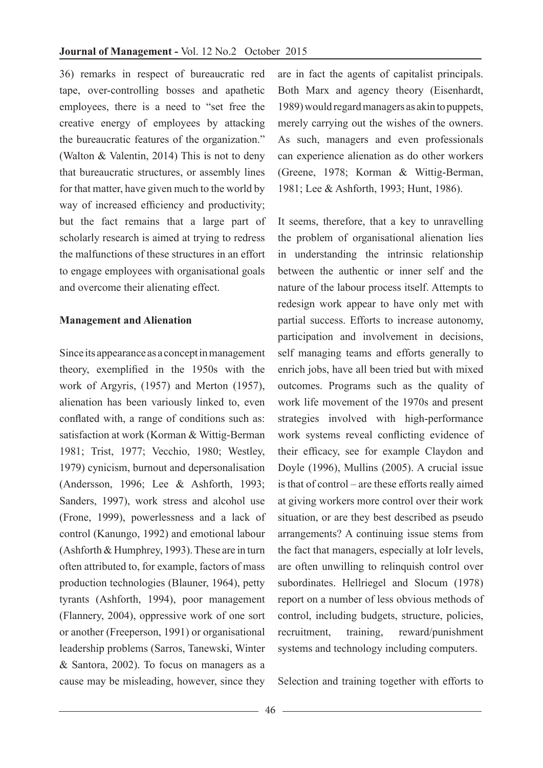36) remarks in respect of bureaucratic red tape, over-controlling bosses and apathetic employees, there is a need to "set free the creative energy of employees by attacking the bureaucratic features of the organization." (Walton & Valentin, 2014) This is not to deny that bureaucratic structures, or assembly lines for that matter, have given much to the world by way of increased efficiency and productivity; but the fact remains that a large part of scholarly research is aimed at trying to redress the malfunctions of these structures in an effort to engage employees with organisational goals and overcome their alienating effect.

**Management and Alienation**

Since its appearance as a concept in management theory, exemplified in the 1950s with the work of Argyris, (1957) and Merton (1957), alienation has been variously linked to, even conflated with, a range of conditions such as: satisfaction at work (Korman & Wittig-Berman 1981; Trist, 1977; Vecchio, 1980; Westley, 1979) cynicism, burnout and depersonalisation (Andersson, 1996; Lee & Ashforth, 1993; Sanders, 1997), work stress and alcohol use (Frone, 1999), powerlessness and a lack of control (Kanungo, 1992) and emotional labour (Ashforth & Humphrey, 1993). These are in turn often attributed to, for example, factors of mass production technologies (Blauner, 1964), petty tyrants (Ashforth, 1994), poor management (Flannery, 2004), oppressive work of one sort or another (Freeperson, 1991) or organisational leadership problems (Sarros, Tanewski, Winter & Santora, 2002). To focus on managers as a cause may be misleading, however, since they are in fact the agents of capitalist principals. Both Marx and agency theory (Eisenhardt, 1989) would regard managers as akin to puppets, merely carrying out the wishes of the owners. As such, managers and even professionals can experience alienation as do other workers (Greene, 1978; Korman & Wittig-Berman, 1981; Lee & Ashforth, 1993; Hunt, 1986).

It seems, therefore, that a key to unravelling the problem of organisational alienation lies in understanding the intrinsic relationship between the authentic or inner self and the nature of the labour process itself. Attempts to redesign work appear to have only met with partial success. Efforts to increase autonomy, participation and involvement in decisions, self managing teams and efforts generally to enrich jobs, have all been tried but with mixed outcomes. Programs such as the quality of work life movement of the 1970s and present strategies involved with high-performance work systems reveal conflicting evidence of their efficacy, see for example Claydon and Doyle (1996), Mullins (2005). A crucial issue is that of control – are these efforts really aimed at giving workers more control over their work situation, or are they best described as pseudo arrangements? A continuing issue stems from the fact that managers, especially at loIr levels, are often unwilling to relinquish control over subordinates. Hellriegel and Slocum (1978) report on a number of less obvious methods of control, including budgets, structure, policies, recruitment, training, reward/punishment systems and technology including computers.

Selection and training together with efforts to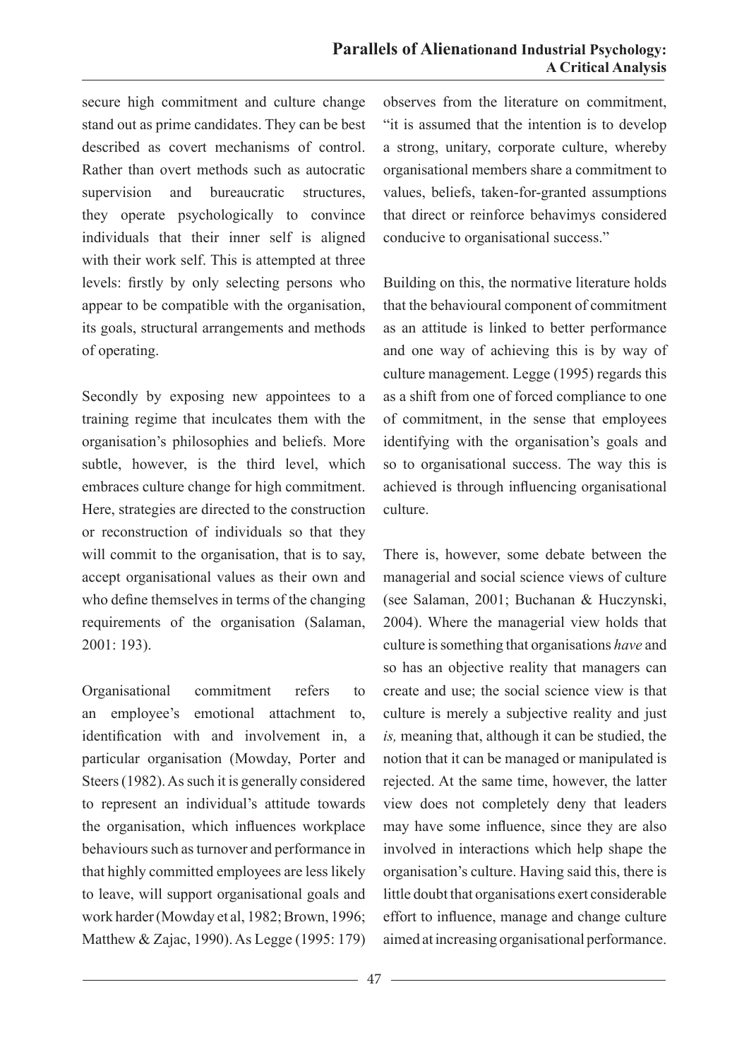secure high commitment and culture change stand out as prime candidates. They can be best described as covert mechanisms of control. Rather than overt methods such as autocratic supervision and bureaucratic structures, they operate psychologically to convince individuals that their inner self is aligned with their work self. This is attempted at three levels: firstly by only selecting persons who appear to be compatible with the organisation, its goals, structural arrangements and methods of operating.

Secondly by exposing new appointees to a training regime that inculcates them with the organisation's philosophies and beliefs. More subtle, however, is the third level, which embraces culture change for high commitment. Here, strategies are directed to the construction or reconstruction of individuals so that they will commit to the organisation, that is to say, accept organisational values as their own and who define themselves in terms of the changing requirements of the organisation (Salaman, 2001: 193).

Organisational commitment refers to an employee's emotional attachment to, identification with and involvement in, a particular organisation (Mowday, Porter and Steers (1982). As such it is generally considered to represent an individual's attitude towards the organisation, which influences workplace behaviours such as turnover and performance in that highly committed employees are less likely to leave, will support organisational goals and work harder (Mowday et al, 1982; Brown, 1996; Matthew & Zajac, 1990). As Legge (1995: 179) observes from the literature on commitment, "it is assumed that the intention is to develop a strong, unitary, corporate culture, whereby organisational members share a commitment to values, beliefs, taken-for-granted assumptions that direct or reinforce behavimys considered conducive to organisational success."

Building on this, the normative literature holds that the behavioural component of commitment as an attitude is linked to better performance and one way of achieving this is by way of culture management. Legge (1995) regards this as a shift from one of forced compliance to one of commitment, in the sense that employees identifying with the organisation's goals and so to organisational success. The way this is achieved is through influencing organisational culture.

There is, however, some debate between the managerial and social science views of culture (see Salaman, 2001; Buchanan & Huczynski, 2004). Where the managerial view holds that culture is something that organisations *have* and so has an objective reality that managers can create and use; the social science view is that culture is merely a subjective reality and just *is,* meaning that, although it can be studied, the notion that it can be managed or manipulated is rejected. At the same time, however, the latter view does not completely deny that leaders may have some influence, since they are also involved in interactions which help shape the organisation's culture. Having said this, there is little doubt that organisations exert considerable effort to influence, manage and change culture aimed at increasing organisational performance.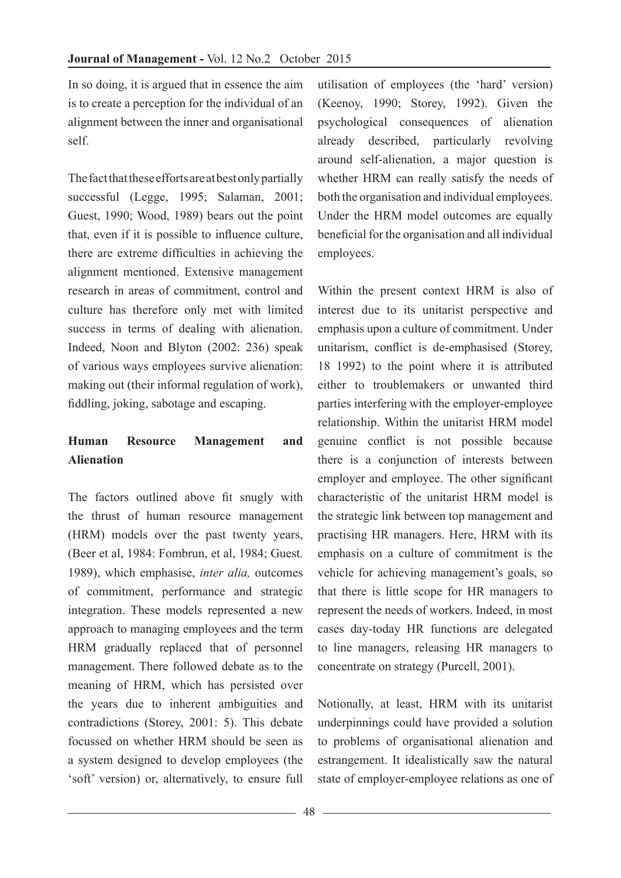In so doing, it is argued that in essence the aim is to create a perception for the individual of an alignment between the inner and organisational self.

The fact that these efforts are at best only partially successful (Legge, 1995; Salaman, 2001; Guest, 1990; Wood, 1989) bears out the point that, even if it is possible to influence culture, there are extreme difficulties in achieving the alignment mentioned. Extensive management research in areas of commitment, control and culture has therefore only met with limited success in terms of dealing with alienation. Indeed, Noon and Blyton (2002: 236) speak of various ways employees survive alienation: making out (their informal regulation of work), fiddling, joking, sabotage and escaping.

## Human Resource Management and Alienation

The factors outlined above fit snugly with the thrust of human resource management (HRM) models over the past twenty years, (Beer et al, 1984: Fombrun, et al, 1984; Guest. 1989), which emphasise, *inter alia,* outcomes of commitment, performance and strategic integration. These models represented a new approach to managing employees and the term HRM gradually replaced that of personnel management. There followed debate as to the meaning of HRM, which has persisted over the years due to inherent ambiguities and contradictions (Storey, 2001: 5). This debate focussed on whether HRM should be seen as a system designed to develop employees (the 'soft' version) or, alternatively, to ensure full utilisation of employees (the 'hard' version) (Keenoy, 1990; Storey, 1992). Given the psychological consequences of alienation already described, particularly revolving around self-alienation, a major question is whether HRM can really satisfy the needs of both the organisation and individual employees. Under the HRM model outcomes are equally beneficial for the organisation and all individual employees.

Within the present context HRM is also of interest due to its unitarist perspective and emphasis upon a culture of commitment. Under unitarism, conflict is de-emphasised (Storey, 18 1992) to the point where it is attributed either to troublemakers or unwanted third parties interfering with the employer-employee relationship. Within the unitarist HRM model genuine conflict is not possible because there is a conjunction of interests between employer and employee. The other significant characteristic of the unitarist HRM model is the strategic link between top management and practising HR managers. Here, HRM with its emphasis on a culture of commitment is the vehicle for achieving management's goals, so that there is little scope for HR managers to represent the needs of workers. Indeed, in most cases day-today HR functions are delegated to line managers, releasing HR managers to concentrate on strategy (Purcell, 2001).

Notionally, at least, HRM with its unitarist underpinnings could have provided a solution to problems of organisational alienation and estrangement. It idealistically saw the natural state of employer-employee relations as one of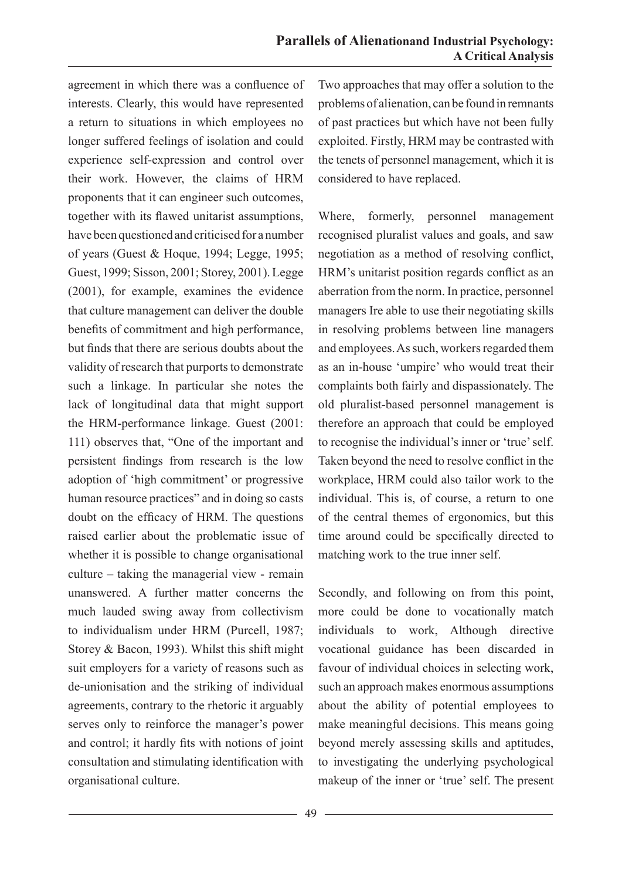agreement in which there was a confluence of interests. Clearly, this would have represented a return to situations in which employees no longer suffered feelings of isolation and could experience self-expression and control over their work. However, the claims of HRM proponents that it can engineer such outcomes, together with its flawed unitarist assumptions, have been questioned and criticised for a number of years (Guest & Hoque, 1994; Legge, 1995; Guest, 1999; Sisson, 2001; Storey, 2001). Legge (2001), for example, examines the evidence that culture management can deliver the double benefits of commitment and high performance, but finds that there are serious doubts about the validity of research that purports to demonstrate such a linkage. In particular she notes the lack of longitudinal data that might support the HRM-performance linkage. Guest (2001: 111) observes that, "One of the important and persistent findings from research is the low adoption of 'high commitment' or progressive human resource practices" and in doing so casts doubt on the efficacy of HRM. The questions raised earlier about the problematic issue of whether it is possible to change organisational culture – taking the managerial view - remain unanswered. A further matter concerns the much lauded swing away from collectivism to individualism under HRM (Purcell, 1987; Storey & Bacon, 1993). Whilst this shift might suit employers for a variety of reasons such as de-unionisation and the striking of individual agreements, contrary to the rhetoric it arguably serves only to reinforce the manager's power and control; it hardly fits with notions of joint consultation and stimulating identification with organisational culture.

Two approaches that may offer a solution to the problems of alienation, can be found in remnants of past practices but which have not been fully exploited. Firstly, HRM may be contrasted with the tenets of personnel management, which it is considered to have replaced.

Where, formerly, personnel management recognised pluralist values and goals, and saw negotiation as a method of resolving conflict, HRM's unitarist position regards conflict as an aberration from the norm. In practice, personnel managers Ire able to use their negotiating skills in resolving problems between line managers and employees. As such, workers regarded them as an in-house 'umpire' who would treat their complaints both fairly and dispassionately. The old pluralist-based personnel management is therefore an approach that could be employed to recognise the individual's inner or 'true' self. Taken beyond the need to resolve conflict in the workplace, HRM could also tailor work to the individual. This is, of course, a return to one of the central themes of ergonomics, but this time around could be specifically directed to matching work to the true inner self.

Secondly, and following on from this point, more could be done to vocationally match individuals to work, Although directive vocational guidance has been discarded in favour of individual choices in selecting work, such an approach makes enormous assumptions about the ability of potential employees to make meaningful decisions. This means going beyond merely assessing skills and aptitudes, to investigating the underlying psychological makeup of the inner or 'true' self. The present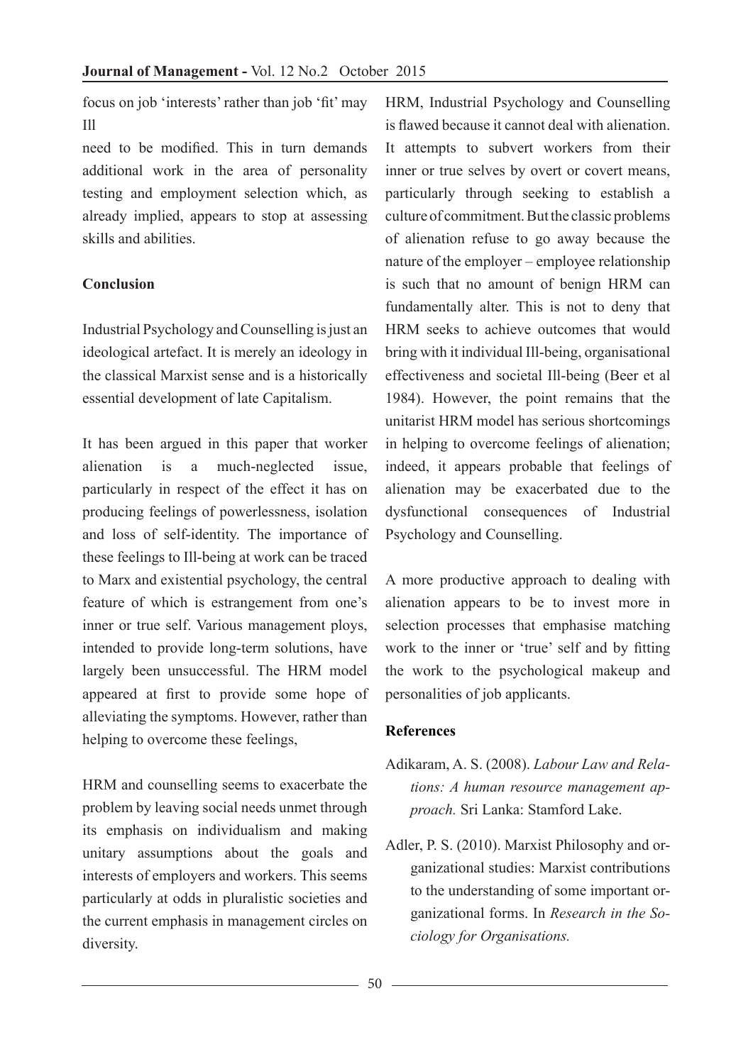focus on job 'interests' rather than job 'fit' may Ill

need to be modified. This in turn demands additional work in the area of personality testing and employment selection which, as already implied, appears to stop at assessing skills and abilities.

## Conclusion

Industrial Psychology and Counselling is just an ideological artefact. It is merely an ideology in the classical Marxist sense and is a historically essential development of late Capitalism.

It has been argued in this paper that worker alienation is a much-neglected issue, particularly in respect of the effect it has on producing feelings of powerlessness, isolation and loss of self-identity. The importance of these feelings to Ill-being at work can be traced to Marx and existential psychology, the central feature of which is estrangement from one's inner or true self. Various management ploys, intended to provide long-term solutions, have largely been unsuccessful. The HRM model appeared at first to provide some hope of alleviating the symptoms. However, rather than helping to overcome these feelings,

HRM and counselling seems to exacerbate the problem by leaving social needs unmet through its emphasis on individualism and making unitary assumptions about the goals and interests of employers and workers. This seems particularly at odds in pluralistic societies and the current emphasis in management circles on diversity.

HRM, Industrial Psychology and Counselling is flawed because it cannot deal with alienation. It attempts to subvert workers from their inner or true selves by overt or covert means, particularly through seeking to establish a culture of commitment. But the classic problems of alienation refuse to go away because the nature of the employer – employee relationship is such that no amount of benign HRM can fundamentally alter. This is not to deny that HRM seeks to achieve outcomes that would bring with it individual Ill-being, organisational effectiveness and societal Ill-being (Beer et al 1984). However, the point remains that the unitarist HRM model has serious shortcomings in helping to overcome feelings of alienation; indeed, it appears probable that feelings of alienation may be exacerbated due to the dysfunctional consequences of Industrial Psychology and Counselling.

A more productive approach to dealing with alienation appears to be to invest more in selection processes that emphasise matching work to the inner or 'true' self and by fitting the work to the psychological makeup and personalities of job applicants.

## References

Adikaram, A. S. (2008). *Labour Law and Relations: A human resource management approach.* Sri Lanka: Stamford Lake.

Adler, P. S. (2010). Marxist Philosophy and organizational studies: Marxist contributions to the understanding of some important organizational forms. In *Research in the Sociology for Organisations.*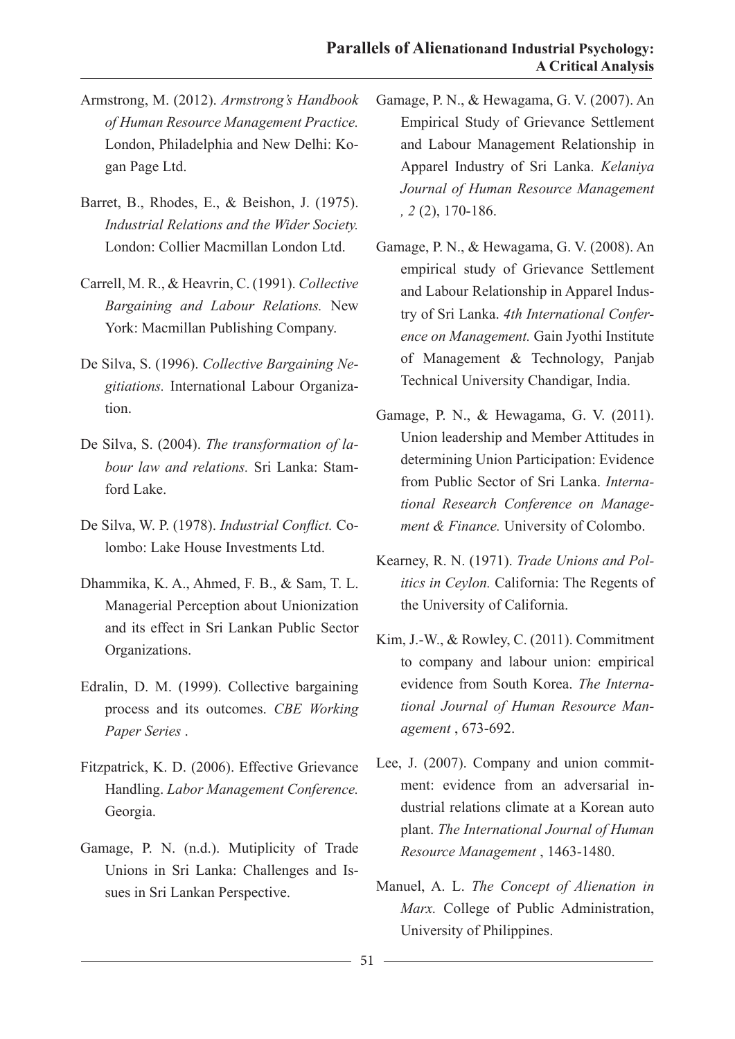Armstrong, M. (2012). *Armstrong's Handbook of Human Resource Management Practice.* London, Philadelphia and New Delhi: Kogan Page Ltd.

Barret, B., Rhodes, E., & Beishon, J. (1975). *Industrial Relations and the Wider Society.* London: Collier Macmillan London Ltd.

Carrell, M. R., & Heavrin, C. (1991). *Collective Bargaining and Labour Relations.* New York: Macmillan Publishing Company.

De Silva, S. (1996). *Collective Bargaining Negitiations.* International Labour Organization.

De Silva, S. (2004). *The transformation of labour law and relations.* Sri Lanka: Stamford Lake.

De Silva, W. P. (1978). *Industrial Conflict.* Colombo: Lake House Investments Ltd.

Dhammika, K. A., Ahmed, F. B., & Sam, T. L. Managerial Perception about Unionization and its effect in Sri Lankan Public Sector Organizations.

Edralin, D. M. (1999). Collective bargaining process and its outcomes. *CBE Working Paper Series* .

Fitzpatrick, K. D. (2006). Effective Grievance Handling. *Labor Management Conference.* Georgia.

Gamage, P. N. (n.d.). Mutiplicity of Trade Unions in Sri Lanka: Challenges and Issues in Sri Lankan Perspective.

Gamage, P. N., & Hewagama, G. V. (2007). An Empirical Study of Grievance Settlement and Labour Management Relationship in Apparel Industry of Sri Lanka. *Kelaniya Journal of Human Resource Management , 2* (2), 170-186.

Gamage, P. N., & Hewagama, G. V. (2008). An empirical study of Grievance Settlement and Labour Relationship in Apparel Industry of Sri Lanka. *4th International Conference on Management.* Gain Jyothi Institute of Management & Technology, Panjab Technical University Chandigar, India.

Gamage, P. N., & Hewagama, G. V. (2011). Union leadership and Member Attitudes in determining Union Participation: Evidence from Public Sector of Sri Lanka. *International Research Conference on Management & Finance.* University of Colombo.

Kearney, R. N. (1971). *Trade Unions and Politics in Ceylon.* California: The Regents of the University of California.

Kim, J.-W., & Rowley, C. (2011). Commitment to company and labour union: empirical evidence from South Korea. *The International Journal of Human Resource Management* , 673-692.

Lee, J. (2007). Company and union commitment: evidence from an adversarial industrial relations climate at a Korean auto plant. *The International Journal of Human Resource Management* , 1463-1480.

Manuel, A. L. *The Concept of Alienation in Marx.* College of Public Administration, University of Philippines.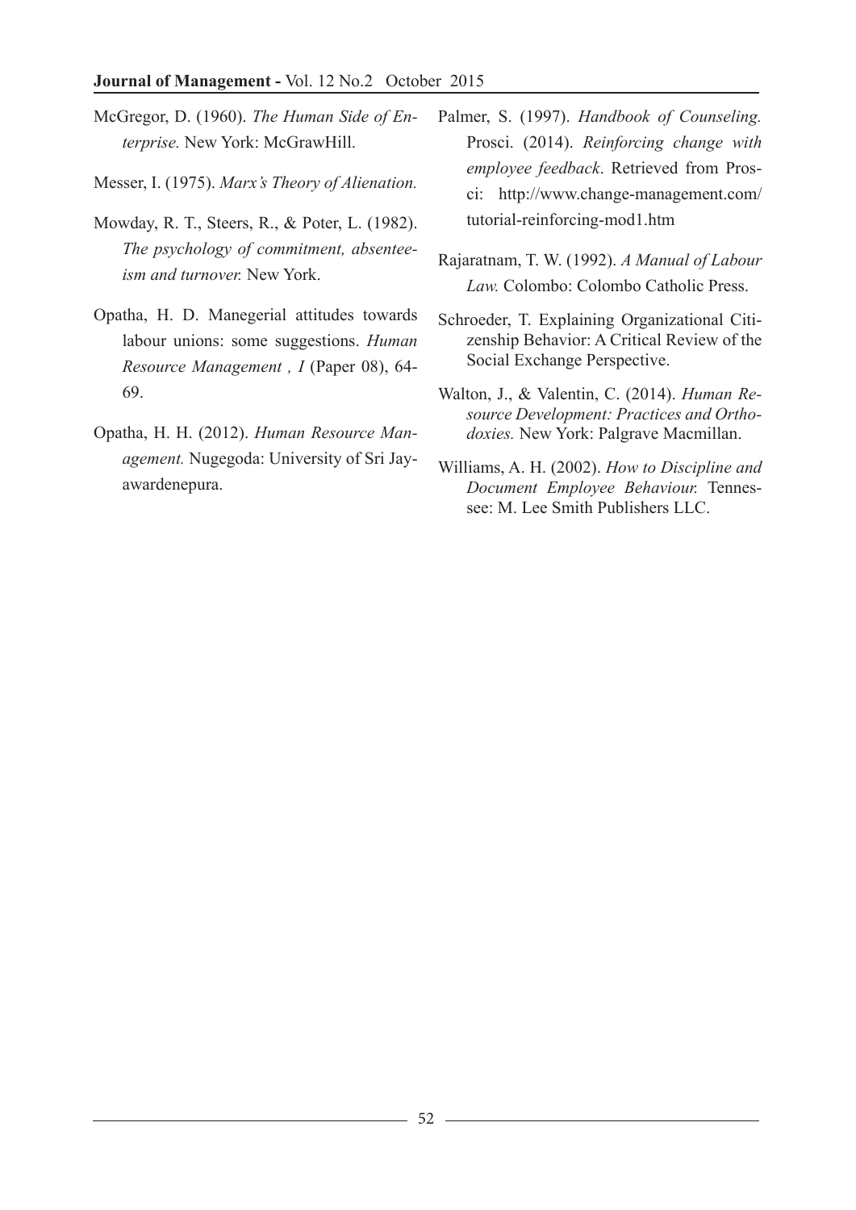McGregor, D. (1960). *The Human Side of Enterprise.* New York: McGrawHill.

Messer, I. (1975). *Marx's Theory of Alienation.*

Mowday, R. T., Steers, R., & Poter, L. (1982). *The psychology of commitment, absenteeism and turnover.* New York.

Opatha, H. D. Manegerial attitudes towards labour unions: some suggestions. *Human Resource Management , I* (Paper 08), 64-69.

Opatha, H. H. (2012). *Human Resource Management.* Nugegoda: University of Sri Jayawardenepura.

Palmer, S. (1997). *Handbook of Counseling.* Prosci. (2014). *Reinforcing change with employee feedback*. Retrieved from Prosci: http://www.change-management.com/tutorial-reinforcing-mod1.htm

Rajaratnam, T. W. (1992). *A Manual of Labour Law.* Colombo: Colombo Catholic Press.

Schroeder, T. Explaining Organizational Citizenship Behavior: A Critical Review of the Social Exchange Perspective.

Walton, J., & Valentin, C. (2014). *Human Resource Development: Practices and Orthodoxies.* New York: Palgrave Macmillan.

Williams, A. H. (2002). *How to Discipline and Document Employee Behaviour.* Tennessee: M. Lee Smith Publishers LLC.